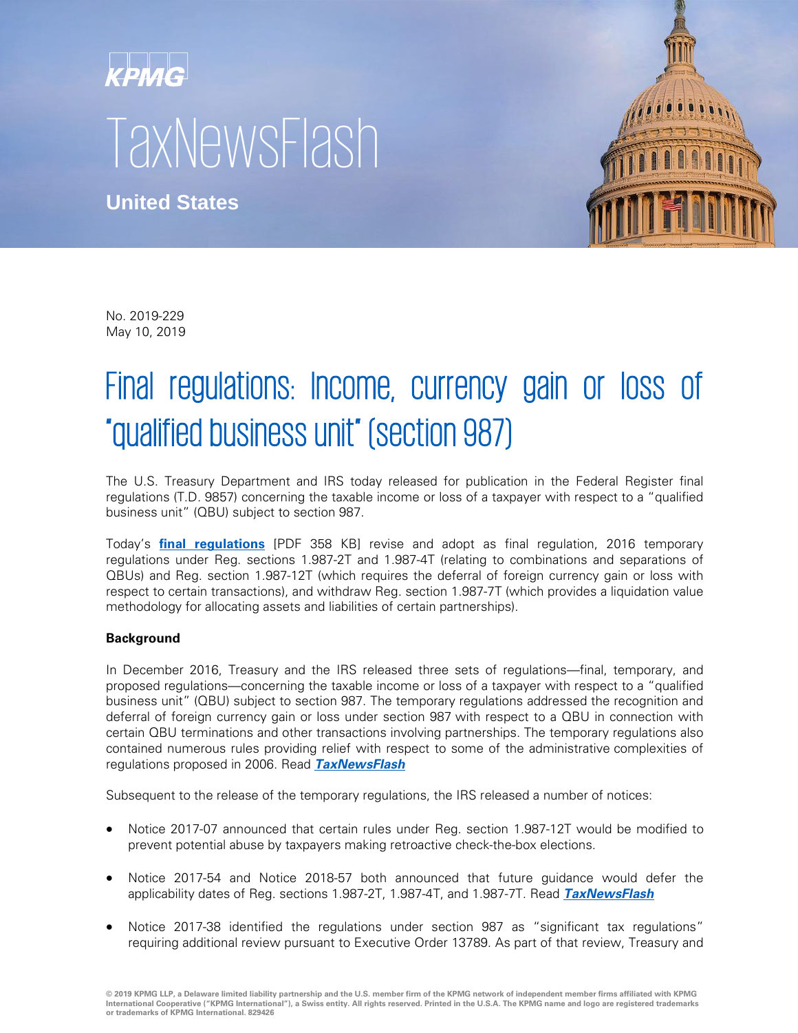KPMG

TaxNewsFlash

United States

No. 2019-229
May 10, 2019

# Final regulations: Income, currency gain or loss of "qualified business unit" (section 987)

The U.S. Treasury Department and IRS today released for publication in the Federal Register final regulations (T.D. 9857) concerning the taxable income or loss of a taxpayer with respect to a "qualified business unit" (QBU) subject to section 987.

Today's **final regulations** [PDF 358 KB] revise and adopt as final regulation, 2016 temporary regulations under Reg. sections 1.987-2T and 1.987-4T (relating to combinations and separations of QBUs) and Reg. section 1.987-12T (which requires the deferral of foreign currency gain or loss with respect to certain transactions), and withdraw Reg. section 1.987-7T (which provides a liquidation value methodology for allocating assets and liabilities of certain partnerships).

**Background**

In December 2016, Treasury and the IRS released three sets of regulations—final, temporary, and proposed regulations—concerning the taxable income or loss of a taxpayer with respect to a "qualified business unit" (QBU) subject to section 987. The temporary regulations addressed the recognition and deferral of foreign currency gain or loss under section 987 with respect to a QBU in connection with certain QBU terminations and other transactions involving partnerships. The temporary regulations also contained numerous rules providing relief with respect to some of the administrative complexities of regulations proposed in 2006. Read ***TaxNewsFlash***

Subsequent to the release of the temporary regulations, the IRS released a number of notices:

- Notice 2017-07 announced that certain rules under Reg. section 1.987-12T would be modified to prevent potential abuse by taxpayers making retroactive check-the-box elections.
- Notice 2017-54 and Notice 2018-57 both announced that future guidance would defer the applicability dates of Reg. sections 1.987-2T, 1.987-4T, and 1.987-7T. Read ***TaxNewsFlash***
- Notice 2017-38 identified the regulations under section 987 as "significant tax regulations" requiring additional review pursuant to Executive Order 13789. As part of that review, Treasury and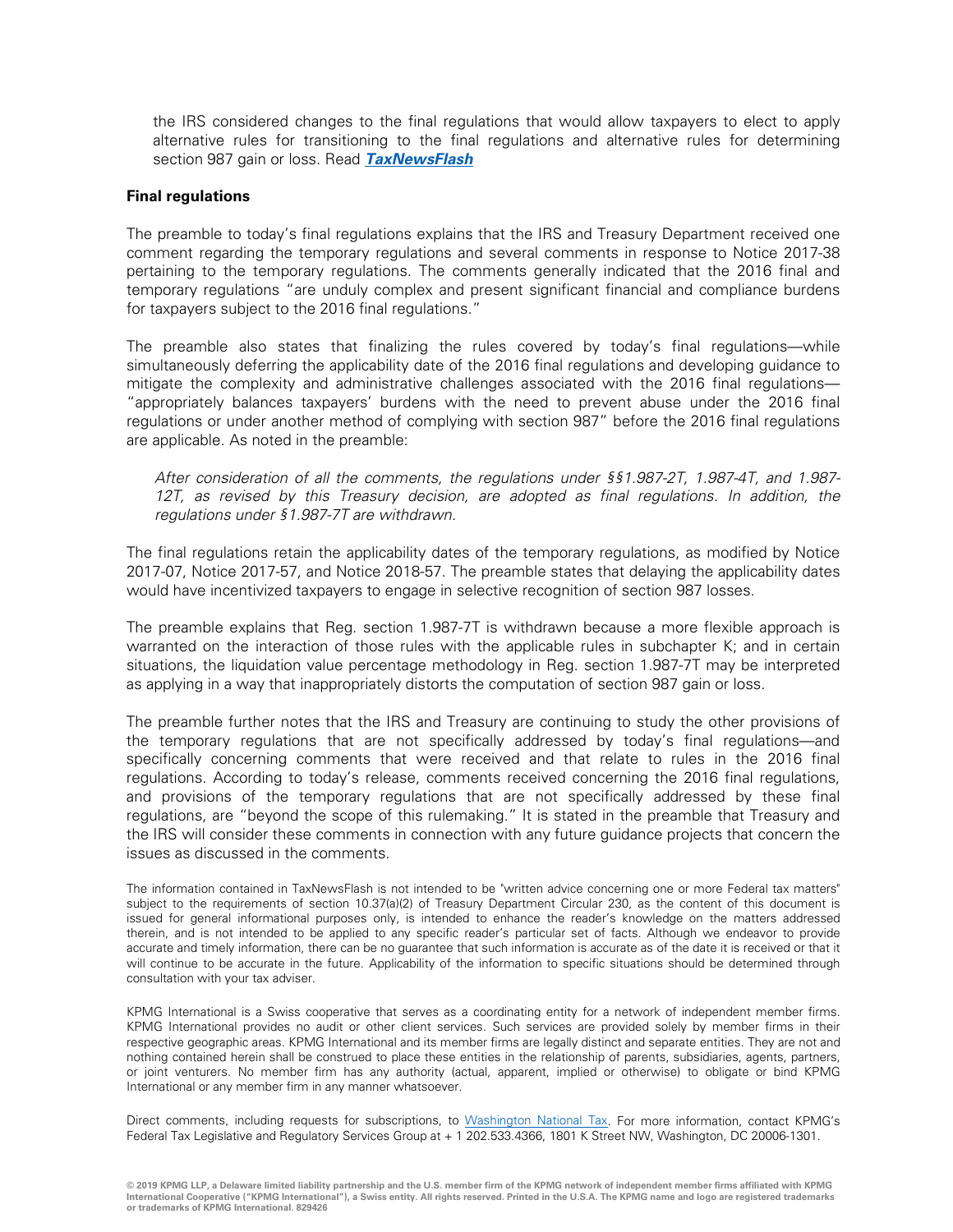the IRS considered changes to the final regulations that would allow taxpayers to elect to apply alternative rules for transitioning to the final regulations and alternative rules for determining section 987 gain or loss. Read ***TaxNewsFlash***

**Final regulations**

The preamble to today's final regulations explains that the IRS and Treasury Department received one comment regarding the temporary regulations and several comments in response to Notice 2017-38 pertaining to the temporary regulations. The comments generally indicated that the 2016 final and temporary regulations "are unduly complex and present significant financial and compliance burdens for taxpayers subject to the 2016 final regulations."

The preamble also states that finalizing the rules covered by today's final regulations—while simultaneously deferring the applicability date of the 2016 final regulations and developing guidance to mitigate the complexity and administrative challenges associated with the 2016 final regulations—"appropriately balances taxpayers' burdens with the need to prevent abuse under the 2016 final regulations or under another method of complying with section 987" before the 2016 final regulations are applicable. As noted in the preamble:

> *After consideration of all the comments, the regulations under §§1.987-2T, 1.987-4T, and 1.987-12T, as revised by this Treasury decision, are adopted as final regulations. In addition, the regulations under §1.987-7T are withdrawn.*

The final regulations retain the applicability dates of the temporary regulations, as modified by Notice 2017-07, Notice 2017-57, and Notice 2018-57. The preamble states that delaying the applicability dates would have incentivized taxpayers to engage in selective recognition of section 987 losses.

The preamble explains that Reg. section 1.987-7T is withdrawn because a more flexible approach is warranted on the interaction of those rules with the applicable rules in subchapter K; and in certain situations, the liquidation value percentage methodology in Reg. section 1.987-7T may be interpreted as applying in a way that inappropriately distorts the computation of section 987 gain or loss.

The preamble further notes that the IRS and Treasury are continuing to study the other provisions of the temporary regulations that are not specifically addressed by today's final regulations—and specifically concerning comments that were received and that relate to rules in the 2016 final regulations. According to today's release, comments received concerning the 2016 final regulations, and provisions of the temporary regulations that are not specifically addressed by these final regulations, are "beyond the scope of this rulemaking." It is stated in the preamble that Treasury and the IRS will consider these comments in connection with any future guidance projects that concern the issues as discussed in the comments.

The information contained in TaxNewsFlash is not intended to be "written advice concerning one or more Federal tax matters" subject to the requirements of section 10.37(a)(2) of Treasury Department Circular 230, as the content of this document is issued for general informational purposes only, is intended to enhance the reader's knowledge on the matters addressed therein, and is not intended to be applied to any specific reader's particular set of facts. Although we endeavor to provide accurate and timely information, there can be no guarantee that such information is accurate as of the date it is received or that it will continue to be accurate in the future. Applicability of the information to specific situations should be determined through consultation with your tax adviser.

KPMG International is a Swiss cooperative that serves as a coordinating entity for a network of independent member firms. KPMG International provides no audit or other client services. Such services are provided solely by member firms in their respective geographic areas. KPMG International and its member firms are legally distinct and separate entities. They are not and nothing contained herein shall be construed to place these entities in the relationship of parents, subsidiaries, agents, partners, or joint venturers. No member firm has any authority (actual, apparent, implied or otherwise) to obligate or bind KPMG International or any member firm in any manner whatsoever.

Direct comments, including requests for subscriptions, to Washington National Tax. For more information, contact KPMG's Federal Tax Legislative and Regulatory Services Group at + 1 202.533.4366, 1801 K Street NW, Washington, DC 20006-1301.

**© 2019 KPMG LLP, a Delaware limited liability partnership and the U.S. member firm of the KPMG network of independent member firms affiliated with KPMG International Cooperative ("KPMG International"), a Swiss entity. All rights reserved. Printed in the U.S.A. The KPMG name and logo are registered trademarks or trademarks of KPMG International. 829426**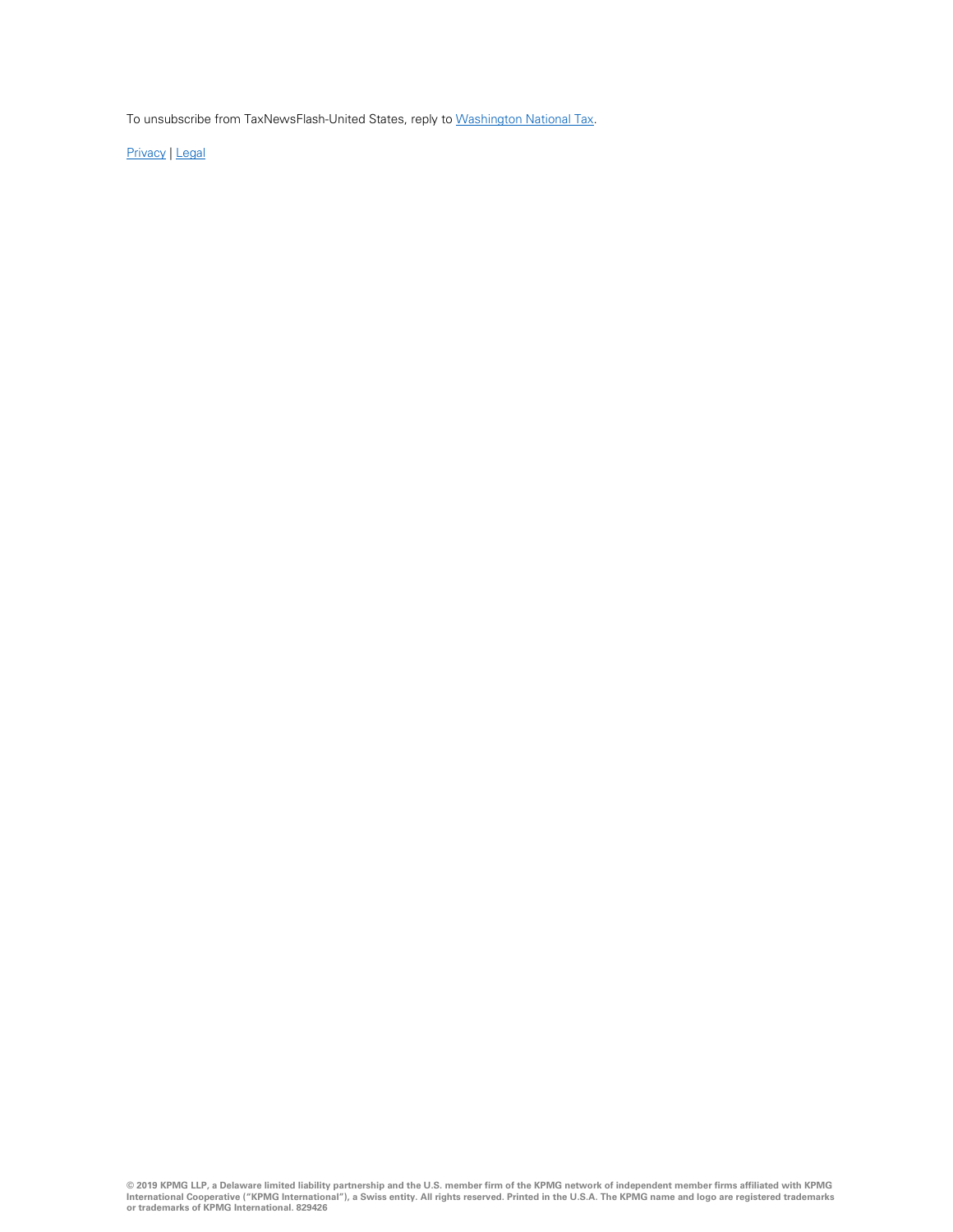To unsubscribe from TaxNewsFlash-United States, reply to Washington National Tax.

Privacy | Legal

**© 2019 KPMG LLP, a Delaware limited liability partnership and the U.S. member firm of the KPMG network of independent member firms affiliated with KPMG International Cooperative ("KPMG International"), a Swiss entity. All rights reserved. Printed in the U.S.A. The KPMG name and logo are registered trademarks or trademarks of KPMG International. 829426**